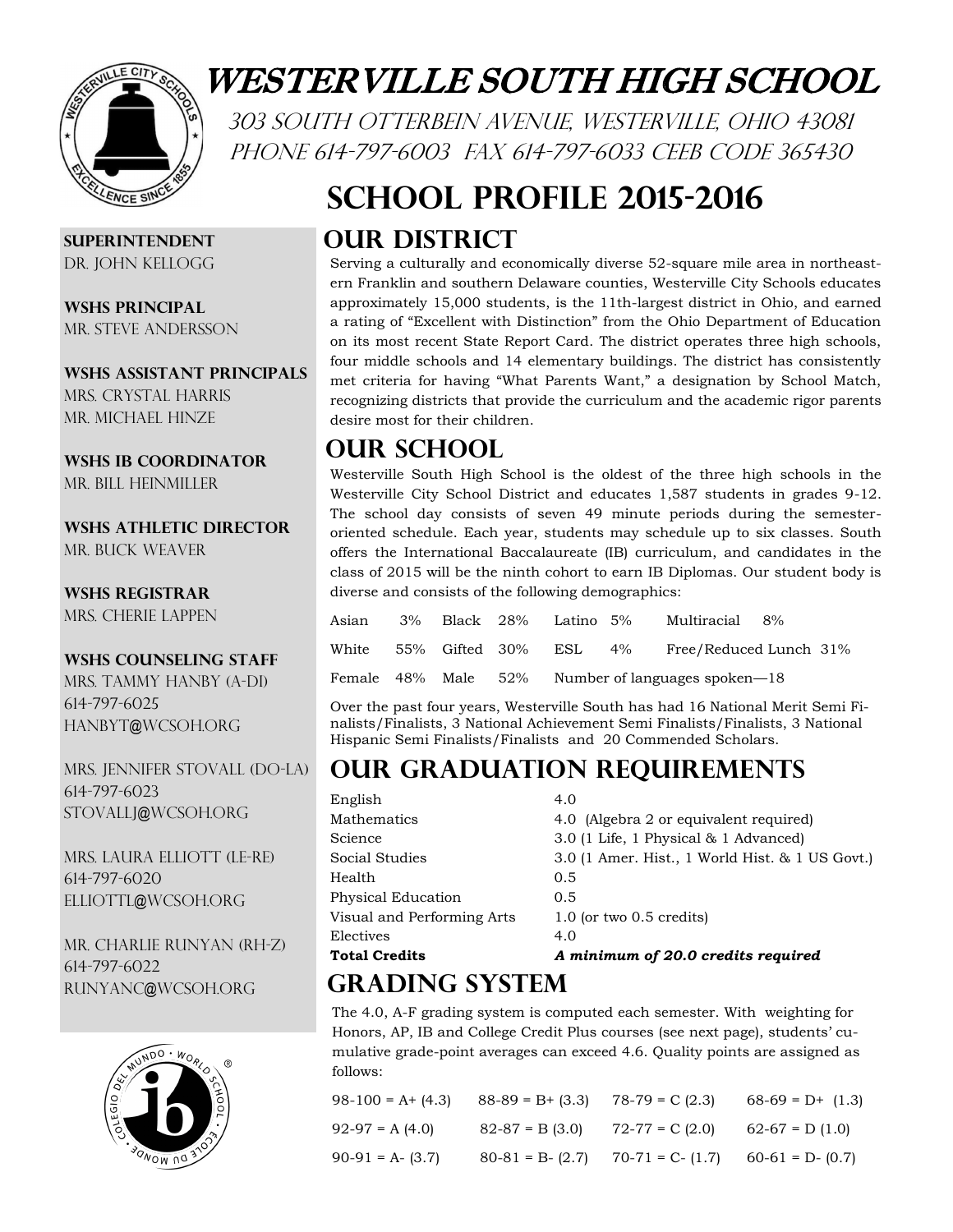# Westerville South High School

303 South Otterbein Avenue, Westerville, Ohio 43081
Phone 614-797-6003 Fax 614-797-6033 CEEB Code 365430

# School Profile 2015-2016

**Superintendent**
Dr. John Kellogg

**WSHS Principal**
Mr. Steve Andersson

**WSHS Assistant Principals**
Mrs. Crystal Harris
Mr. Michael Hinze

**WSHS IB Coordinator**
Mr. Bill Heinmiller

**WSHS Athletic Director**
Mr. Buck Weaver

**WSHS Registrar**
Mrs. Cherie Lappen

**WSHS Counseling Staff**

Mrs. Tammy Hanby (A-Di)
614-797-6025
hanbyt@wcsoh.org

Mrs. Jennifer Stovall (Do-La)
614-797-6023
stovallj@wcsoh.org

Mrs. Laura Elliott (Le-Re)
614-797-6020
elliottl@wcsoh.org

Mr. Charlie Runyan (Rh-Z)
614-797-6022
runyanc@wcsoh.org

## Our District

Serving a culturally and economically diverse 52-square mile area in northeastern Franklin and southern Delaware counties, Westerville City Schools educates approximately 15,000 students, is the 11th-largest district in Ohio, and earned a rating of "Excellent with Distinction" from the Ohio Department of Education on its most recent State Report Card. The district operates three high schools, four middle schools and 14 elementary buildings. The district has consistently met criteria for having "What Parents Want," a designation by School Match, recognizing districts that provide the curriculum and the academic rigor parents desire most for their children.

## Our School

Westerville South High School is the oldest of the three high schools in the Westerville City School District and educates 1,587 students in grades 9-12. The school day consists of seven 49 minute periods during the semester-oriented schedule. Each year, students may schedule up to six classes. South offers the International Baccalaureate (IB) curriculum, and candidates in the class of 2015 will be the ninth cohort to earn IB Diplomas. Our student body is diverse and consists of the following demographics:

| | | | | | | | |
|---|---|---|---|---|---|---|---|
| Asian | 3% | Black | 28% | Latino | 5% | Multiracial | 8% |
| White | 55% | Gifted | 30% | ESL | 4% | Free/Reduced Lunch | 31% |
| Female | 48% | Male | 52% | Number of languages spoken—18 | | | |

Over the past four years, Westerville South has had 16 National Merit Semi Finalists/Finalists, 3 National Achievement Semi Finalists/Finalists, 3 National Hispanic Semi Finalists/Finalists and 20 Commended Scholars.

## Our Graduation Requirements

| | |
|---|---|
| English | 4.0 |
| Mathematics | 4.0 (Algebra 2 or equivalent required) |
| Science | 3.0 (1 Life, 1 Physical & 1 Advanced) |
| Social Studies | 3.0 (1 Amer. Hist., 1 World Hist. & 1 US Govt.) |
| Health | 0.5 |
| Physical Education | 0.5 |
| Visual and Performing Arts | 1.0 (or two 0.5 credits) |
| Electives | 4.0 |
| **Total Credits** | ***A minimum of 20.0 credits required*** |

## Grading System

The 4.0, A-F grading system is computed each semester. With weighting for Honors, AP, IB and College Credit Plus courses (see next page), students' cumulative grade-point averages can exceed 4.6. Quality points are assigned as follows:

| | | | |
|---|---|---|---|
| 98-100 = A+ (4.3) | 88-89 = B+ (3.3) | 78-79 = C (2.3) | 68-69 = D+ (1.3) |
| 92-97 = A (4.0) | 82-87 = B (3.0) | 72-77 = C (2.0) | 62-67 = D (1.0) |
| 90-91 = A- (3.7) | 80-81 = B- (2.7) | 70-71 = C- (1.7) | 60-61 = D- (0.7) |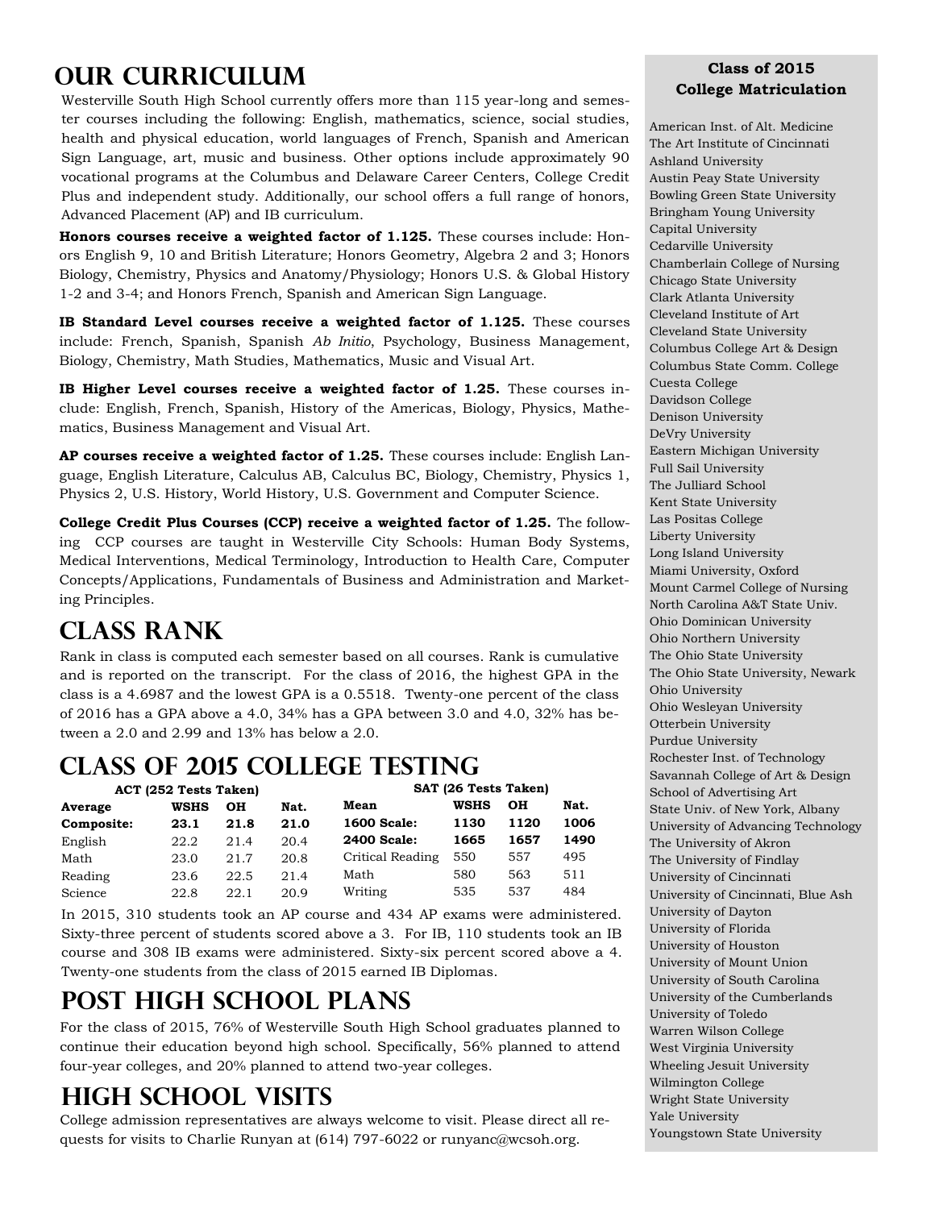# Our Curriculum

Westerville South High School currently offers more than 115 year-long and semester courses including the following: English, mathematics, science, social studies, health and physical education, world languages of French, Spanish and American Sign Language, art, music and business. Other options include approximately 90 vocational programs at the Columbus and Delaware Career Centers, College Credit Plus and independent study. Additionally, our school offers a full range of honors, Advanced Placement (AP) and IB curriculum.

**Honors courses receive a weighted factor of 1.125.** These courses include: Honors English 9, 10 and British Literature; Honors Geometry, Algebra 2 and 3; Honors Biology, Chemistry, Physics and Anatomy/Physiology; Honors U.S. & Global History 1-2 and 3-4; and Honors French, Spanish and American Sign Language.

**IB Standard Level courses receive a weighted factor of 1.125.** These courses include: French, Spanish, Spanish *Ab Initio*, Psychology, Business Management, Biology, Chemistry, Math Studies, Mathematics, Music and Visual Art.

**IB Higher Level courses receive a weighted factor of 1.25.** These courses include: English, French, Spanish, History of the Americas, Biology, Physics, Mathematics, Business Management and Visual Art.

**AP courses receive a weighted factor of 1.25.** These courses include: English Language, English Literature, Calculus AB, Calculus BC, Biology, Chemistry, Physics 1, Physics 2, U.S. History, World History, U.S. Government and Computer Science.

**College Credit Plus Courses (CCP) receive a weighted factor of 1.25.** The following CCP courses are taught in Westerville City Schools: Human Body Systems, Medical Interventions, Medical Terminology, Introduction to Health Care, Computer Concepts/Applications, Fundamentals of Business and Administration and Marketing Principles.

# Class Rank

Rank in class is computed each semester based on all courses. Rank is cumulative and is reported on the transcript. For the class of 2016, the highest GPA in the class is a 4.6987 and the lowest GPA is a 0.5518. Twenty-one percent of the class of 2016 has a GPA above a 4.0, 34% has a GPA between 3.0 and 4.0, 32% has between a 2.0 and 2.99 and 13% has below a 2.0.

# Class of 2015 College Testing

**ACT (252 Tests Taken)**

| Average | WSHS | OH | Nat. |
|---|---|---|---|
| **Composite:** | **23.1** | **21.8** | **21.0** |
| English | 22.2 | 21.4 | 20.4 |
| Math | 23.0 | 21.7 | 20.8 |
| Reading | 23.6 | 22.5 | 21.4 |
| Science | 22.8 | 22.1 | 20.9 |

**SAT (26 Tests Taken)**

| Mean | WSHS | OH | Nat. |
|---|---|---|---|
| **1600 Scale:** | **1130** | **1120** | **1006** |
| **2400 Scale:** | **1665** | **1657** | **1490** |
| Critical Reading | 550 | 557 | 495 |
| Math | 580 | 563 | 511 |
| Writing | 535 | 537 | 484 |

In 2015, 310 students took an AP course and 434 AP exams were administered. Sixty-three percent of students scored above a 3. For IB, 110 students took an IB course and 308 IB exams were administered. Sixty-six percent scored above a 4. Twenty-one students from the class of 2015 earned IB Diplomas.

# Post High School Plans

For the class of 2015, 76% of Westerville South High School graduates planned to continue their education beyond high school. Specifically, 56% planned to attend four-year colleges, and 20% planned to attend two-year colleges.

# High School Visits

College admission representatives are always welcome to visit. Please direct all requests for visits to Charlie Runyan at (614) 797-6022 or runyanc@wcsoh.org.

## Class of 2015 College Matriculation

American Inst. of Alt. Medicine
The Art Institute of Cincinnati
Ashland University
Austin Peay State University
Bowling Green State University
Bringham Young University
Capital University
Cedarville University
Chamberlain College of Nursing
Chicago State University
Clark Atlanta University
Cleveland Institute of Art
Cleveland State University
Columbus College Art & Design
Columbus State Comm. College
Cuesta College
Davidson College
Denison University
DeVry University
Eastern Michigan University
Full Sail University
The Julliard School
Kent State University
Las Positas College
Liberty University
Long Island University
Miami University, Oxford
Mount Carmel College of Nursing
North Carolina A&T State Univ.
Ohio Dominican University
Ohio Northern University
The Ohio State University
The Ohio State University, Newark
Ohio University
Ohio Wesleyan University
Otterbein University
Purdue University
Rochester Inst. of Technology
Savannah College of Art & Design
School of Advertising Art
State Univ. of New York, Albany
University of Advancing Technology
The University of Akron
The University of Findlay
University of Cincinnati
University of Cincinnati, Blue Ash
University of Dayton
University of Florida
University of Houston
University of Mount Union
University of South Carolina
University of the Cumberlands
University of Toledo
Warren Wilson College
West Virginia University
Wheeling Jesuit University
Wilmington College
Wright State University
Yale University
Youngstown State University